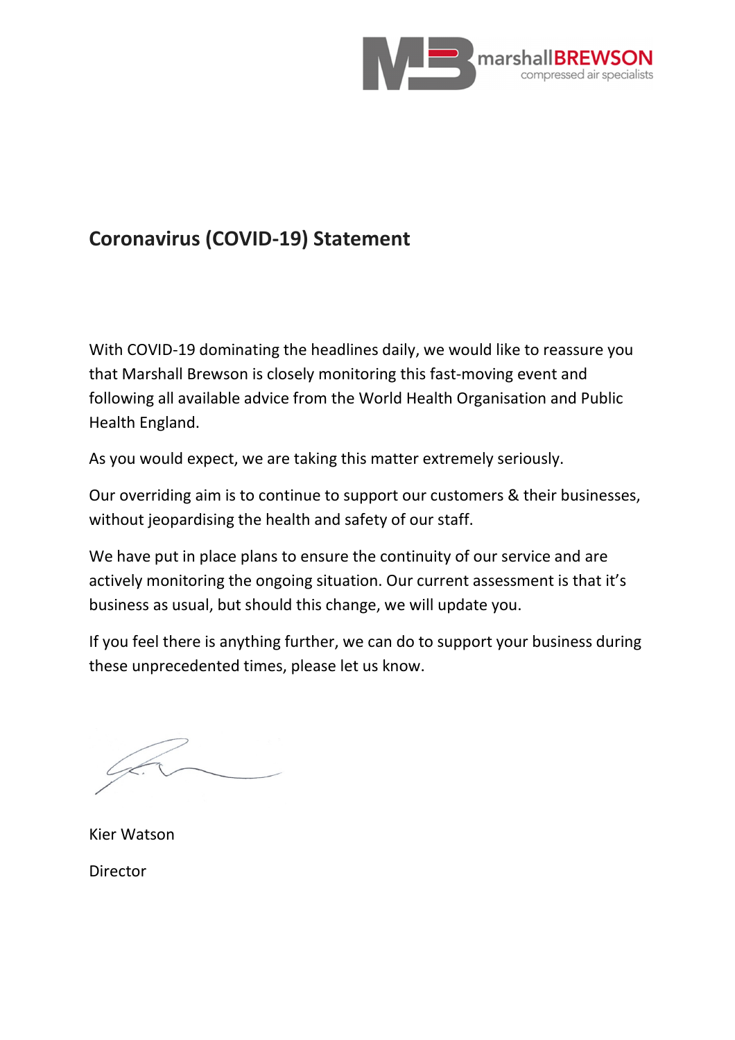# Coronavirus (COVID-19) Statement

With COVID-19 dominating the headlines daily, we would like to reassure you that Marshall Brewson is closely monitoring this fast-moving event and following all available advice from the World Health Organisation and Public Health England.

As you would expect, we are taking this matter extremely seriously.

Our overriding aim is to continue to support our customers & their businesses, without jeopardising the health and safety of our staff.

We have put in place plans to ensure the continuity of our service and are actively monitoring the ongoing situation. Our current assessment is that it's business as usual, but should this change, we will update you.

If you feel there is anything further, we can do to support your business during these unprecedented times, please let us know.

Kier Watson

Director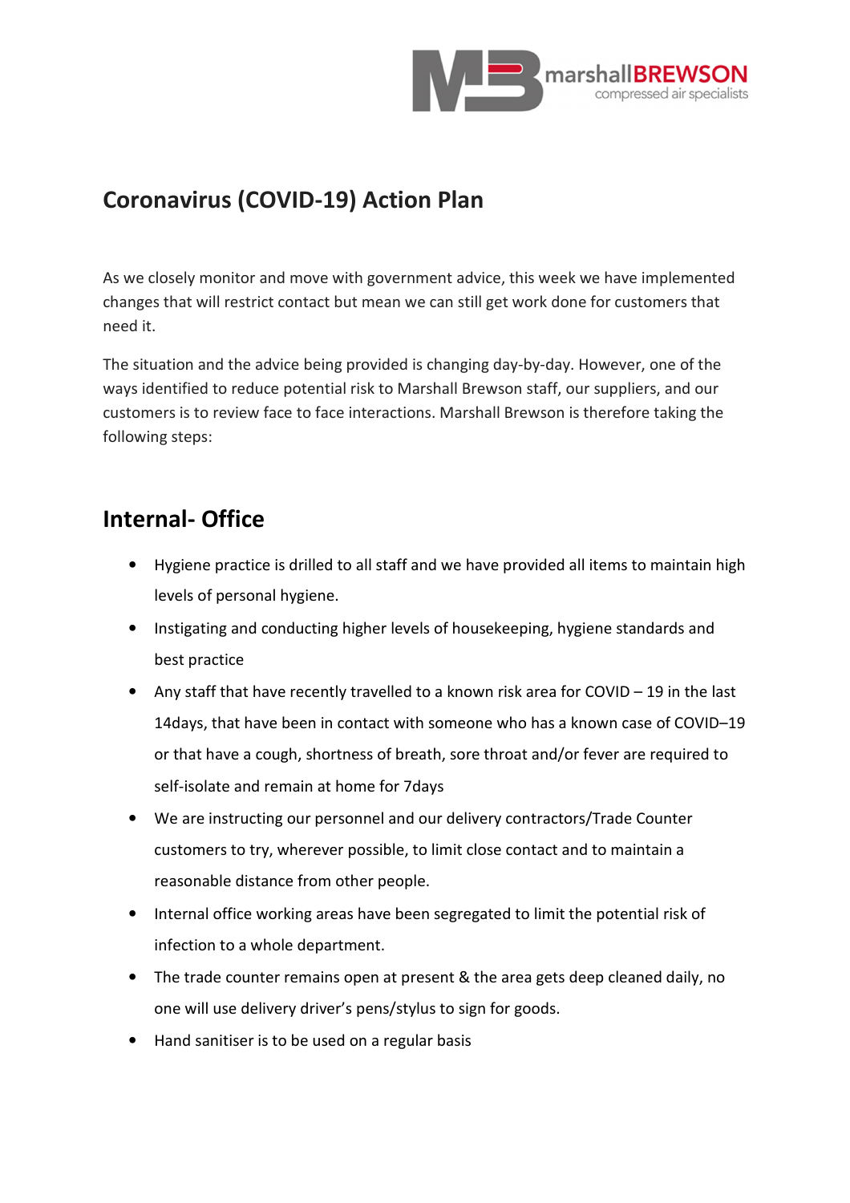# Coronavirus (COVID-19) Action Plan

As we closely monitor and move with government advice, this week we have implemented changes that will restrict contact but mean we can still get work done for customers that need it.

The situation and the advice being provided is changing day-by-day. However, one of the ways identified to reduce potential risk to Marshall Brewson staff, our suppliers, and our customers is to review face to face interactions. Marshall Brewson is therefore taking the following steps:

## Internal- Office

- Hygiene practice is drilled to all staff and we have provided all items to maintain high levels of personal hygiene.
- Instigating and conducting higher levels of housekeeping, hygiene standards and best practice
- Any staff that have recently travelled to a known risk area for COVID – 19 in the last 14days, that have been in contact with someone who has a known case of COVID–19 or that have a cough, shortness of breath, sore throat and/or fever are required to self-isolate and remain at home for 7days
- We are instructing our personnel and our delivery contractors/Trade Counter customers to try, wherever possible, to limit close contact and to maintain a reasonable distance from other people.
- Internal office working areas have been segregated to limit the potential risk of infection to a whole department.
- The trade counter remains open at present & the area gets deep cleaned daily, no one will use delivery driver's pens/stylus to sign for goods.
- Hand sanitiser is to be used on a regular basis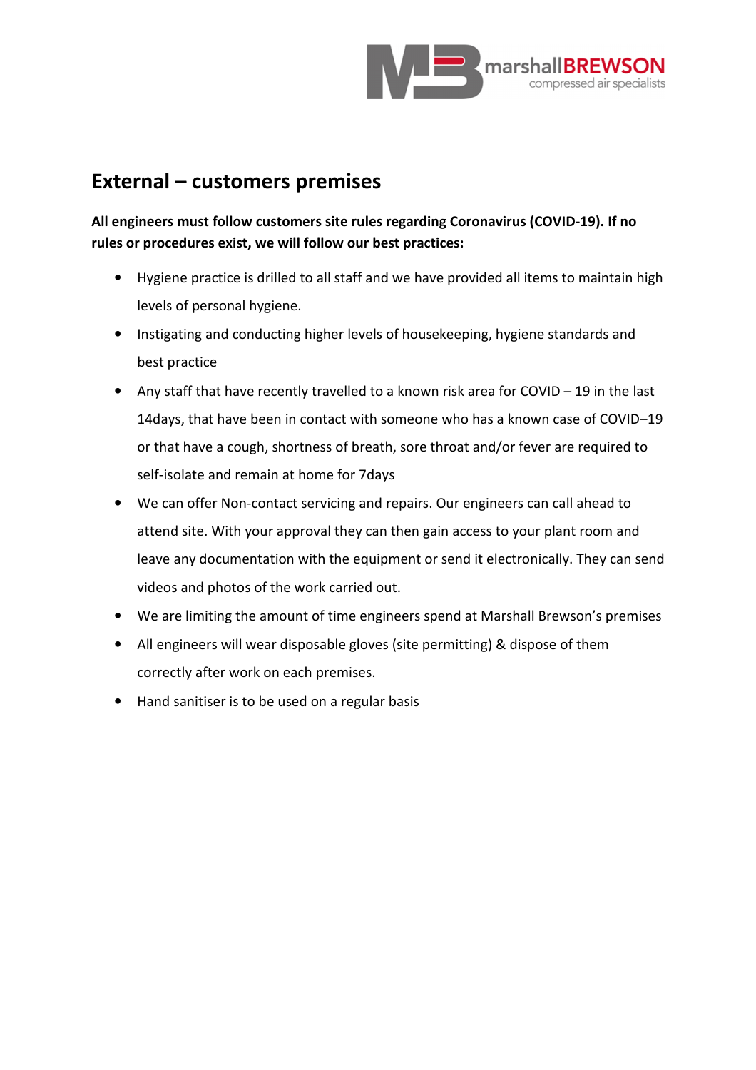## External – customers premises

**All engineers must follow customers site rules regarding Coronavirus (COVID-19). If no rules or procedures exist, we will follow our best practices:**

- Hygiene practice is drilled to all staff and we have provided all items to maintain high levels of personal hygiene.
- Instigating and conducting higher levels of housekeeping, hygiene standards and best practice
- Any staff that have recently travelled to a known risk area for COVID – 19 in the last 14days, that have been in contact with someone who has a known case of COVID–19 or that have a cough, shortness of breath, sore throat and/or fever are required to self-isolate and remain at home for 7days
- We can offer Non-contact servicing and repairs. Our engineers can call ahead to attend site. With your approval they can then gain access to your plant room and leave any documentation with the equipment or send it electronically. They can send videos and photos of the work carried out.
- We are limiting the amount of time engineers spend at Marshall Brewson's premises
- All engineers will wear disposable gloves (site permitting) & dispose of them correctly after work on each premises.
- Hand sanitiser is to be used on a regular basis